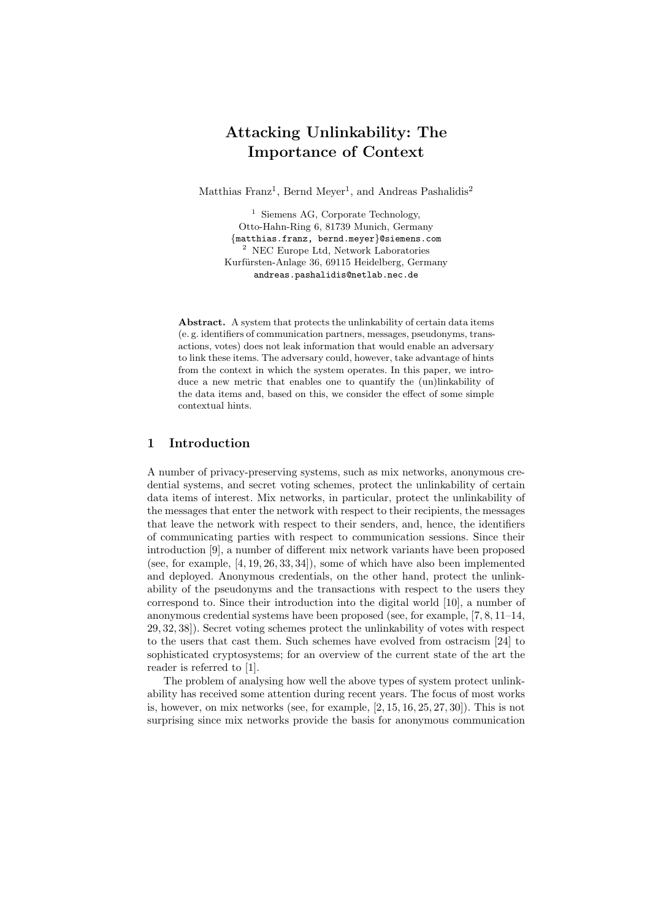# Attacking Unlinkability: The Importance of Context

Matthias Franz[1], Bernd Meyer[1], and Andreas Pashalidis[2]

[1] Siemens AG, Corporate Technology,
Otto-Hahn-Ring 6, 81739 Munich, Germany
{matthias.franz, bernd.meyer}@siemens.com

[2] NEC Europe Ltd, Network Laboratories
Kurfürsten-Anlage 36, 69115 Heidelberg, Germany
andreas.pashalidis@netlab.nec.de

**Abstract.** A system that protects the unlinkability of certain data items (e. g. identifiers of communication partners, messages, pseudonyms, transactions, votes) does not leak information that would enable an adversary to link these items. The adversary could, however, take advantage of hints from the context in which the system operates. In this paper, we introduce a new metric that enables one to quantify the (un)linkability of the data items and, based on this, we consider the effect of some simple contextual hints.

## 1 Introduction

A number of privacy-preserving systems, such as mix networks, anonymous credential systems, and secret voting schemes, protect the unlinkability of certain data items of interest. Mix networks, in particular, protect the unlinkability of the messages that enter the network with respect to their recipients, the messages that leave the network with respect to their senders, and, hence, the identifiers of communicating parties with respect to communication sessions. Since their introduction [9], a number of different mix network variants have been proposed (see, for example, [4, 19, 26, 33, 34]), some of which have also been implemented and deployed. Anonymous credentials, on the other hand, protect the unlinkability of the pseudonyms and the transactions with respect to the users they correspond to. Since their introduction into the digital world [10], a number of anonymous credential systems have been proposed (see, for example, [7, 8, 11–14, 29, 32, 38]). Secret voting schemes protect the unlinkability of votes with respect to the users that cast them. Such schemes have evolved from ostracism [24] to sophisticated cryptosystems; for an overview of the current state of the art the reader is referred to [1].

The problem of analysing how well the above types of system protect unlinkability has received some attention during recent years. The focus of most works is, however, on mix networks (see, for example, [2, 15, 16, 25, 27, 30]). This is not surprising since mix networks provide the basis for anonymous communication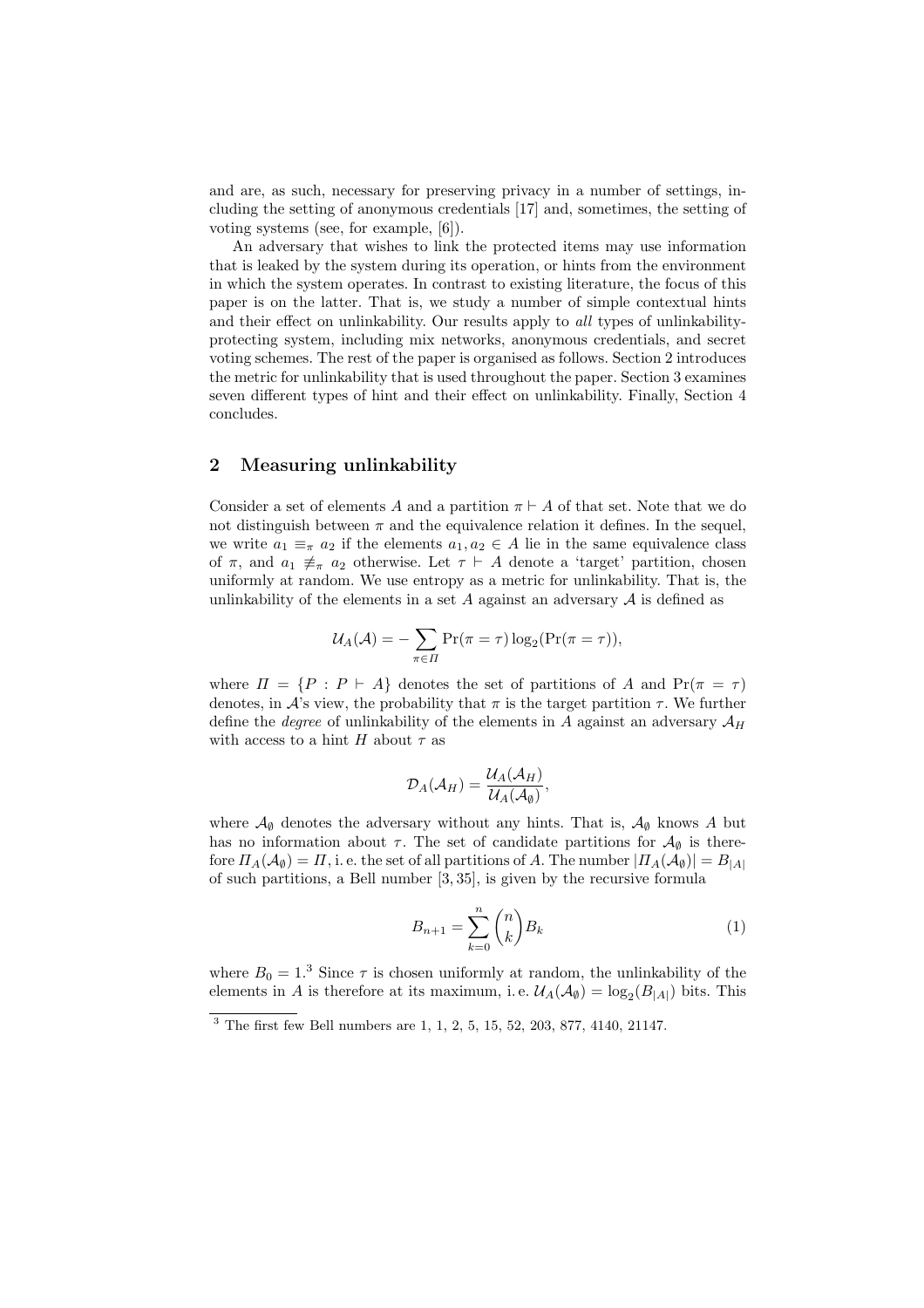and are, as such, necessary for preserving privacy in a number of settings, including the setting of anonymous credentials [17] and, sometimes, the setting of voting systems (see, for example, [6]).

An adversary that wishes to link the protected items may use information that is leaked by the system during its operation, or hints from the environment in which the system operates. In contrast to existing literature, the focus of this paper is on the latter. That is, we study a number of simple contextual hints and their effect on unlinkability. Our results apply to *all* types of unlinkability-protecting system, including mix networks, anonymous credentials, and secret voting schemes. The rest of the paper is organised as follows. Section 2 introduces the metric for unlinkability that is used throughout the paper. Section 3 examines seven different types of hint and their effect on unlinkability. Finally, Section 4 concludes.

## 2 Measuring unlinkability

Consider a set of elements $A$ and a partition $\pi \vdash A$ of that set. Note that we do not distinguish between $\pi$ and the equivalence relation it defines. In the sequel, we write $a_1 \equiv_\pi a_2$ if the elements $a_1, a_2 \in A$ lie in the same equivalence class of $\pi$, and $a_1 \not\equiv_\pi a_2$ otherwise. Let $\tau \vdash A$ denote a 'target' partition, chosen uniformly at random. We use entropy as a metric for unlinkability. That is, the unlinkability of the elements in a set $A$ against an adversary $\mathcal{A}$ is defined as

$$\mathcal{U}_A(\mathcal{A}) = -\sum_{\pi \in \Pi} \Pr(\pi = \tau) \log_2(\Pr(\pi = \tau)),$$

where $\Pi = \{P : P \vdash A\}$ denotes the set of partitions of $A$ and $\Pr(\pi = \tau)$ denotes, in $\mathcal{A}$'s view, the probability that $\pi$ is the target partition $\tau$. We further define the *degree* of unlinkability of the elements in $A$ against an adversary $\mathcal{A}_H$ with access to a hint $H$ about $\tau$ as

$$\mathcal{D}_A(\mathcal{A}_H) = \frac{\mathcal{U}_A(\mathcal{A}_H)}{\mathcal{U}_A(\mathcal{A}_\emptyset)},$$

where $\mathcal{A}_\emptyset$ denotes the adversary without any hints. That is, $\mathcal{A}_\emptyset$ knows $A$ but has no information about $\tau$. The set of candidate partitions for $\mathcal{A}_\emptyset$ is therefore $\Pi_A(\mathcal{A}_\emptyset) = \Pi$, i. e. the set of all partitions of $A$. The number $|\Pi_A(\mathcal{A}_\emptyset)| = B_{|A|}$ of such partitions, a Bell number [3, 35], is given by the recursive formula

$$B_{n+1} = \sum_{k=0}^{n} \binom{n}{k} B_k \tag{1}$$

where $B_0 = 1$.[3] Since $\tau$ is chosen uniformly at random, the unlinkability of the elements in $A$ is therefore at its maximum, i. e. $\mathcal{U}_A(\mathcal{A}_\emptyset) = \log_2(B_{|A|})$ bits. This

[3] The first few Bell numbers are 1, 1, 2, 5, 15, 52, 203, 877, 4140, 21147.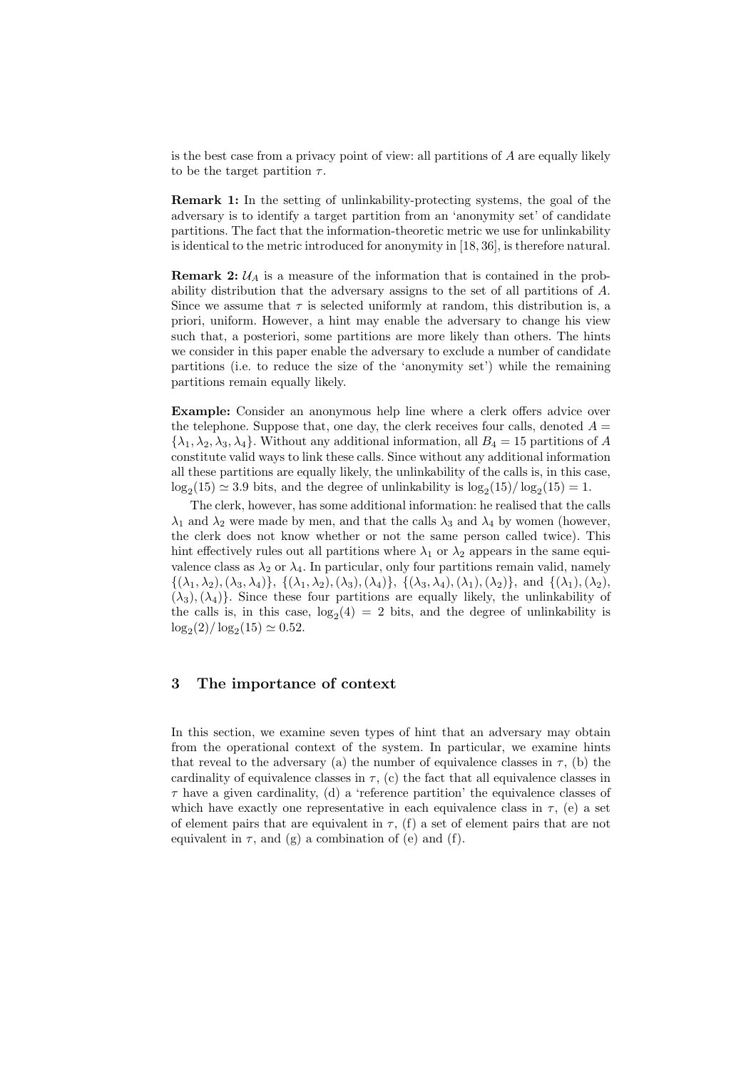is the best case from a privacy point of view: all partitions of $A$ are equally likely to be the target partition $\tau$.

**Remark 1:** In the setting of unlinkability-protecting systems, the goal of the adversary is to identify a target partition from an 'anonymity set' of candidate partitions. The fact that the information-theoretic metric we use for unlinkability is identical to the metric introduced for anonymity in [18, 36], is therefore natural.

**Remark 2:** $\mathcal{U}_A$ is a measure of the information that is contained in the probability distribution that the adversary assigns to the set of all partitions of $A$. Since we assume that $\tau$ is selected uniformly at random, this distribution is, a priori, uniform. However, a hint may enable the adversary to change his view such that, a posteriori, some partitions are more likely than others. The hints we consider in this paper enable the adversary to exclude a number of candidate partitions (i.e. to reduce the size of the 'anonymity set') while the remaining partitions remain equally likely.

**Example:** Consider an anonymous help line where a clerk offers advice over the telephone. Suppose that, one day, the clerk receives four calls, denoted $A = \{\lambda_1, \lambda_2, \lambda_3, \lambda_4\}$. Without any additional information, all $B_4 = 15$ partitions of $A$ constitute valid ways to link these calls. Since without any additional information all these partitions are equally likely, the unlinkability of the calls is, in this case, $\log_2(15) \simeq 3.9$ bits, and the degree of unlinkability is $\log_2(15)/\log_2(15) = 1$.

The clerk, however, has some additional information: he realised that the calls $\lambda_1$ and $\lambda_2$ were made by men, and that the calls $\lambda_3$ and $\lambda_4$ by women (however, the clerk does not know whether or not the same person called twice). This hint effectively rules out all partitions where $\lambda_1$ or $\lambda_2$ appears in the same equivalence class as $\lambda_2$ or $\lambda_4$. In particular, only four partitions remain valid, namely $\{(\lambda_1, \lambda_2), (\lambda_3, \lambda_4)\}$, $\{(\lambda_1, \lambda_2), (\lambda_3), (\lambda_4)\}$, $\{(\lambda_3, \lambda_4), (\lambda_1), (\lambda_2)\}$, and $\{(\lambda_1), (\lambda_2), (\lambda_3), (\lambda_4)\}$. Since these four partitions are equally likely, the unlinkability of the calls is, in this case, $\log_2(4) = 2$ bits, and the degree of unlinkability is $\log_2(2)/\log_2(15) \simeq 0.52$.

## 3 The importance of context

In this section, we examine seven types of hint that an adversary may obtain from the operational context of the system. In particular, we examine hints that reveal to the adversary (a) the number of equivalence classes in $\tau$, (b) the cardinality of equivalence classes in $\tau$, (c) the fact that all equivalence classes in $\tau$ have a given cardinality, (d) a 'reference partition' the equivalence classes of which have exactly one representative in each equivalence class in $\tau$, (e) a set of element pairs that are equivalent in $\tau$, (f) a set of element pairs that are not equivalent in $\tau$, and (g) a combination of (e) and (f).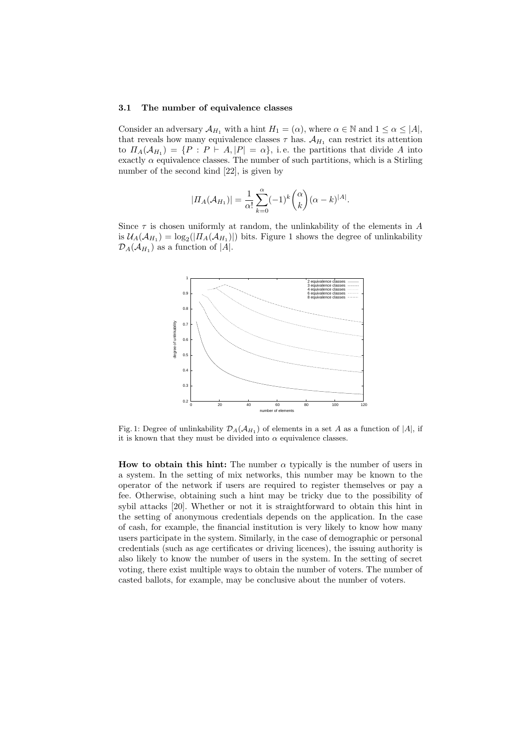### 3.1 The number of equivalence classes

Consider an adversary $\mathcal{A}_{H_1}$ with a hint $H_1 = (\alpha)$, where $\alpha \in \mathbb{N}$ and $1 \leq \alpha \leq |A|$, that reveals how many equivalence classes $\tau$ has. $\mathcal{A}_{H_1}$ can restrict its attention to $\Pi_A(\mathcal{A}_{H_1}) = \{P : P \vdash A, |P| = \alpha\}$, i.e. the partitions that divide $A$ into exactly $\alpha$ equivalence classes. The number of such partitions, which is a Stirling number of the second kind [22], is given by

$$|\Pi_A(\mathcal{A}_{H_1})| = \frac{1}{\alpha!} \sum_{k=0}^{\alpha} (-1)^k \binom{\alpha}{k} (\alpha - k)^{|A|}.$$

Since $\tau$ is chosen uniformly at random, the unlinkability of the elements in $A$ is $\mathcal{U}_A(\mathcal{A}_{H_1}) = \log_2(|\Pi_A(\mathcal{A}_{H_1})|)$ bits. Figure 1 shows the degree of unlinkability $\mathcal{D}_A(\mathcal{A}_{H_1})$ as a function of $|A|$.

Fig. 1: Degree of unlinkability $\mathcal{D}_A(\mathcal{A}_{H_1})$ of elements in a set $A$ as a function of $|A|$, if it is known that they must be divided into $\alpha$ equivalence classes.

**How to obtain this hint:** The number $\alpha$ typically is the number of users in a system. In the setting of mix networks, this number may be known to the operator of the network if users are required to register themselves or pay a fee. Otherwise, obtaining such a hint may be tricky due to the possibility of sybil attacks [20]. Whether or not it is straightforward to obtain this hint in the setting of anonymous credentials depends on the application. In the case of cash, for example, the financial institution is very likely to know how many users participate in the system. Similarly, in the case of demographic or personal credentials (such as age certificates or driving licences), the issuing authority is also likely to know the number of users in the system. In the setting of secret voting, there exist multiple ways to obtain the number of voters. The number of casted ballots, for example, may be conclusive about the number of voters.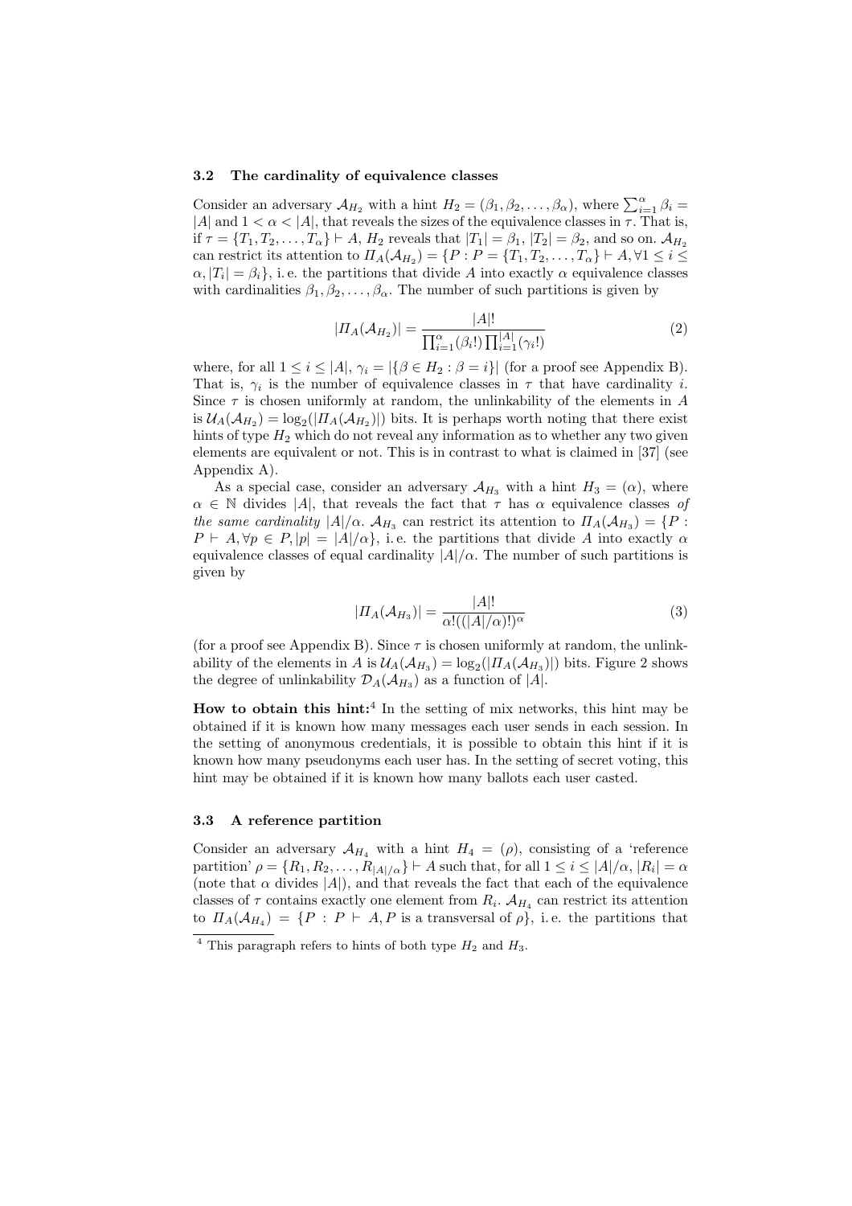### 3.2 The cardinality of equivalence classes

Consider an adversary $\mathcal{A}_{H_2}$ with a hint $H_2 = (\beta_1, \beta_2, \ldots, \beta_\alpha)$, where $\sum_{i=1}^{\alpha} \beta_i = |A|$ and $1 < \alpha < |A|$, that reveals the sizes of the equivalence classes in $\tau$. That is, if $\tau = \{T_1, T_2, \ldots, T_\alpha\} \vdash A$, $H_2$ reveals that $|T_1| = \beta_1$, $|T_2| = \beta_2$, and so on. $\mathcal{A}_{H_2}$ can restrict its attention to $\Pi_A(\mathcal{A}_{H_2}) = \{P : P = \{T_1, T_2, \ldots, T_\alpha\} \vdash A, \forall 1 \leq i \leq \alpha, |T_i| = \beta_i\}$, i. e. the partitions that divide $A$ into exactly $\alpha$ equivalence classes with cardinalities $\beta_1, \beta_2, \ldots, \beta_\alpha$. The number of such partitions is given by

$$|\Pi_A(\mathcal{A}_{H_2})| = \frac{|A|!}{\prod_{i=1}^{\alpha}(\beta_i!) \prod_{i=1}^{|A|}(\gamma_i!)} \tag{2}$$

where, for all $1 \leq i \leq |A|$, $\gamma_i = |\{\beta \in H_2 : \beta = i\}|$ (for a proof see Appendix B). That is, $\gamma_i$ is the number of equivalence classes in $\tau$ that have cardinality $i$. Since $\tau$ is chosen uniformly at random, the unlinkability of the elements in $A$ is $\mathcal{U}_A(\mathcal{A}_{H_2}) = \log_2(|\Pi_A(\mathcal{A}_{H_2})|)$ bits. It is perhaps worth noting that there exist hints of type $H_2$ which do not reveal any information as to whether any two given elements are equivalent or not. This is in contrast to what is claimed in [37] (see Appendix A).

As a special case, consider an adversary $\mathcal{A}_{H_3}$ with a hint $H_3 = (\alpha)$, where $\alpha \in \mathbb{N}$ divides $|A|$, that reveals the fact that $\tau$ has $\alpha$ equivalence classes *of the same cardinality* $|A|/\alpha$. $\mathcal{A}_{H_3}$ can restrict its attention to $\Pi_A(\mathcal{A}_{H_3}) = \{P : P \vdash A, \forall p \in P, |p| = |A|/\alpha\}$, i. e. the partitions that divide $A$ into exactly $\alpha$ equivalence classes of equal cardinality $|A|/\alpha$. The number of such partitions is given by

$$|\Pi_A(\mathcal{A}_{H_3})| = \frac{|A|!}{\alpha!((|A|/\alpha)!)^\alpha} \tag{3}$$

(for a proof see Appendix B). Since $\tau$ is chosen uniformly at random, the unlinkability of the elements in $A$ is $\mathcal{U}_A(\mathcal{A}_{H_3}) = \log_2(|\Pi_A(\mathcal{A}_{H_3})|)$ bits. Figure 2 shows the degree of unlinkability $\mathcal{D}_A(\mathcal{A}_{H_3})$ as a function of $|A|$.

**How to obtain this hint:**[4] In the setting of mix networks, this hint may be obtained if it is known how many messages each user sends in each session. In the setting of anonymous credentials, it is possible to obtain this hint if it is known how many pseudonyms each user has. In the setting of secret voting, this hint may be obtained if it is known how many ballots each user casted.

### 3.3 A reference partition

Consider an adversary $\mathcal{A}_{H_4}$ with a hint $H_4 = (\rho)$, consisting of a 'reference partition' $\rho = \{R_1, R_2, \ldots, R_{|A|/\alpha}\} \vdash A$ such that, for all $1 \leq i \leq |A|/\alpha$, $|R_i| = \alpha$ (note that $\alpha$ divides $|A|$), and that reveals the fact that each of the equivalence classes of $\tau$ contains exactly one element from $R_i$. $\mathcal{A}_{H_4}$ can restrict its attention to $\Pi_A(\mathcal{A}_{H_4}) = \{P : P \vdash A, P \text{ is a transversal of } \rho\}$, i. e. the partitions that

[4] This paragraph refers to hints of both type $H_2$ and $H_3$.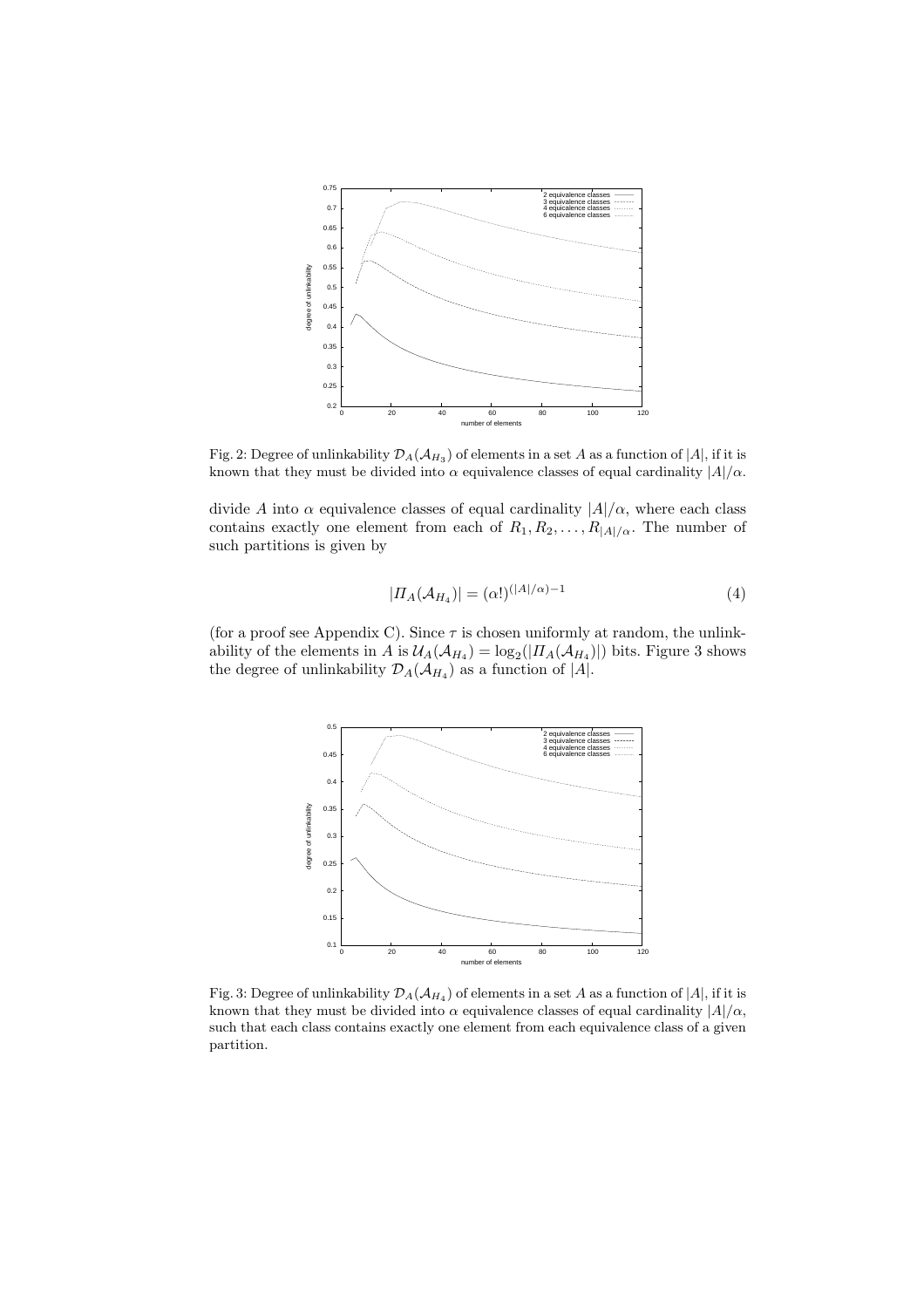Fig. 2: Degree of unlinkability $\mathcal{D}_A(\mathcal{A}_{H_3})$ of elements in a set $A$ as a function of $|A|$, if it is known that they must be divided into $\alpha$ equivalence classes of equal cardinality $|A|/\alpha$.

divide $A$ into $\alpha$ equivalence classes of equal cardinality $|A|/\alpha$, where each class contains exactly one element from each of $R_1, R_2, \ldots, R_{|A|/\alpha}$. The number of such partitions is given by

$$|\Pi_A(\mathcal{A}_{H_4})| = (\alpha!)^{(|A|/\alpha)-1} \tag{4}$$

(for a proof see Appendix C). Since $\tau$ is chosen uniformly at random, the unlinkability of the elements in $A$ is $\mathcal{U}_A(\mathcal{A}_{H_4}) = \log_2(|\Pi_A(\mathcal{A}_{H_4})|)$ bits. Figure 3 shows the degree of unlinkability $\mathcal{D}_A(\mathcal{A}_{H_4})$ as a function of $|A|$.

Fig. 3: Degree of unlinkability $\mathcal{D}_A(\mathcal{A}_{H_4})$ of elements in a set $A$ as a function of $|A|$, if it is known that they must be divided into $\alpha$ equivalence classes of equal cardinality $|A|/\alpha$, such that each class contains exactly one element from each equivalence class of a given partition.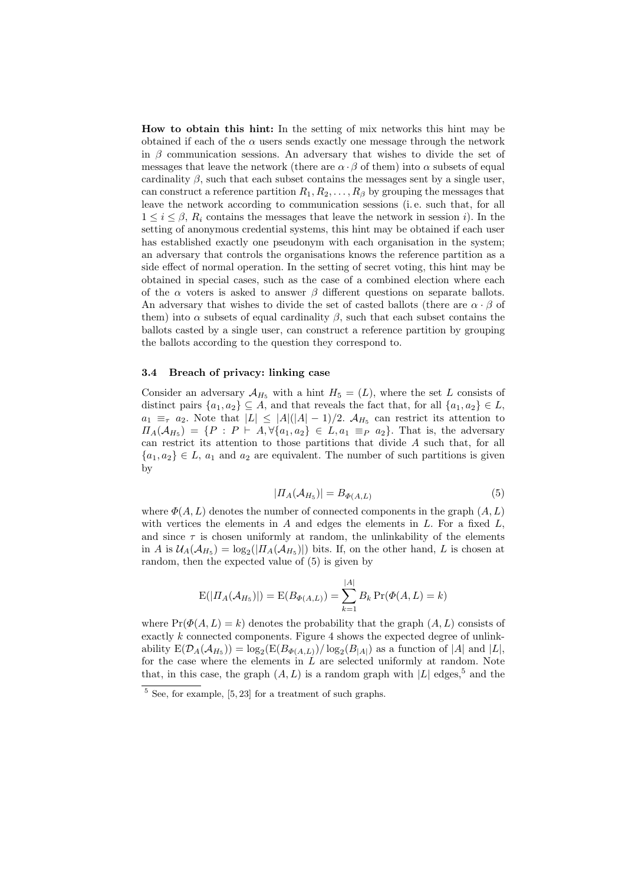**How to obtain this hint:** In the setting of mix networks this hint may be obtained if each of the $\alpha$ users sends exactly one message through the network in $\beta$ communication sessions. An adversary that wishes to divide the set of messages that leave the network (there are $\alpha \cdot \beta$ of them) into $\alpha$ subsets of equal cardinality $\beta$, such that each subset contains the messages sent by a single user, can construct a reference partition $R_1, R_2, \ldots, R_\beta$ by grouping the messages that leave the network according to communication sessions (i. e. such that, for all $1 \leq i \leq \beta$, $R_i$ contains the messages that leave the network in session $i$). In the setting of anonymous credential systems, this hint may be obtained if each user has established exactly one pseudonym with each organisation in the system; an adversary that controls the organisations knows the reference partition as a side effect of normal operation. In the setting of secret voting, this hint may be obtained in special cases, such as the case of a combined election where each of the $\alpha$ voters is asked to answer $\beta$ different questions on separate ballots. An adversary that wishes to divide the set of casted ballots (there are $\alpha \cdot \beta$ of them) into $\alpha$ subsets of equal cardinality $\beta$, such that each subset contains the ballots casted by a single user, can construct a reference partition by grouping the ballots according to the question they correspond to.

### 3.4 Breach of privacy: linking case

Consider an adversary $\mathcal{A}_{H_5}$ with a hint $H_5 = (L)$, where the set $L$ consists of distinct pairs $\{a_1, a_2\} \subseteq A$, and that reveals the fact that, for all $\{a_1, a_2\} \in L$, $a_1 \equiv_\tau a_2$. Note that $|L| \leq |A|(|A|-1)/2$. $\mathcal{A}_{H_5}$ can restrict its attention to $\Pi_A(\mathcal{A}_{H_5}) = \{P : P \vdash A, \forall \{a_1, a_2\} \in L, a_1 \equiv_P a_2\}$. That is, the adversary can restrict its attention to those partitions that divide $A$ such that, for all $\{a_1, a_2\} \in L$, $a_1$ and $a_2$ are equivalent. The number of such partitions is given by

$$|\Pi_A(\mathcal{A}_{H_5})| = B_{\Phi(A,L)} \tag{5}$$

where $\Phi(A, L)$ denotes the number of connected components in the graph $(A, L)$ with vertices the elements in $A$ and edges the elements in $L$. For a fixed $L$, and since $\tau$ is chosen uniformly at random, the unlinkability of the elements in $A$ is $\mathcal{U}_A(\mathcal{A}_{H_5}) = \log_2(|\Pi_A(\mathcal{A}_{H_5})|)$ bits. If, on the other hand, $L$ is chosen at random, then the expected value of (5) is given by

$$\mathrm{E}(|\Pi_A(\mathcal{A}_{H_5})|) = \mathrm{E}(B_{\Phi(A,L)}) = \sum_{k=1}^{|A|} B_k \Pr(\Phi(A, L) = k)$$

where $\Pr(\Phi(A, L) = k)$ denotes the probability that the graph $(A, L)$ consists of exactly $k$ connected components. Figure 4 shows the expected degree of unlinkability $\mathrm{E}(\mathcal{D}_A(\mathcal{A}_{H_5})) = \log_2(\mathrm{E}(B_{\Phi(A,L)})/\log_2(B_{|A|})$ as a function of $|A|$ and $|L|$, for the case where the elements in $L$ are selected uniformly at random. Note that, in this case, the graph $(A, L)$ is a random graph with $|L|$ edges,[5] and the

[5] See, for example, [5, 23] for a treatment of such graphs.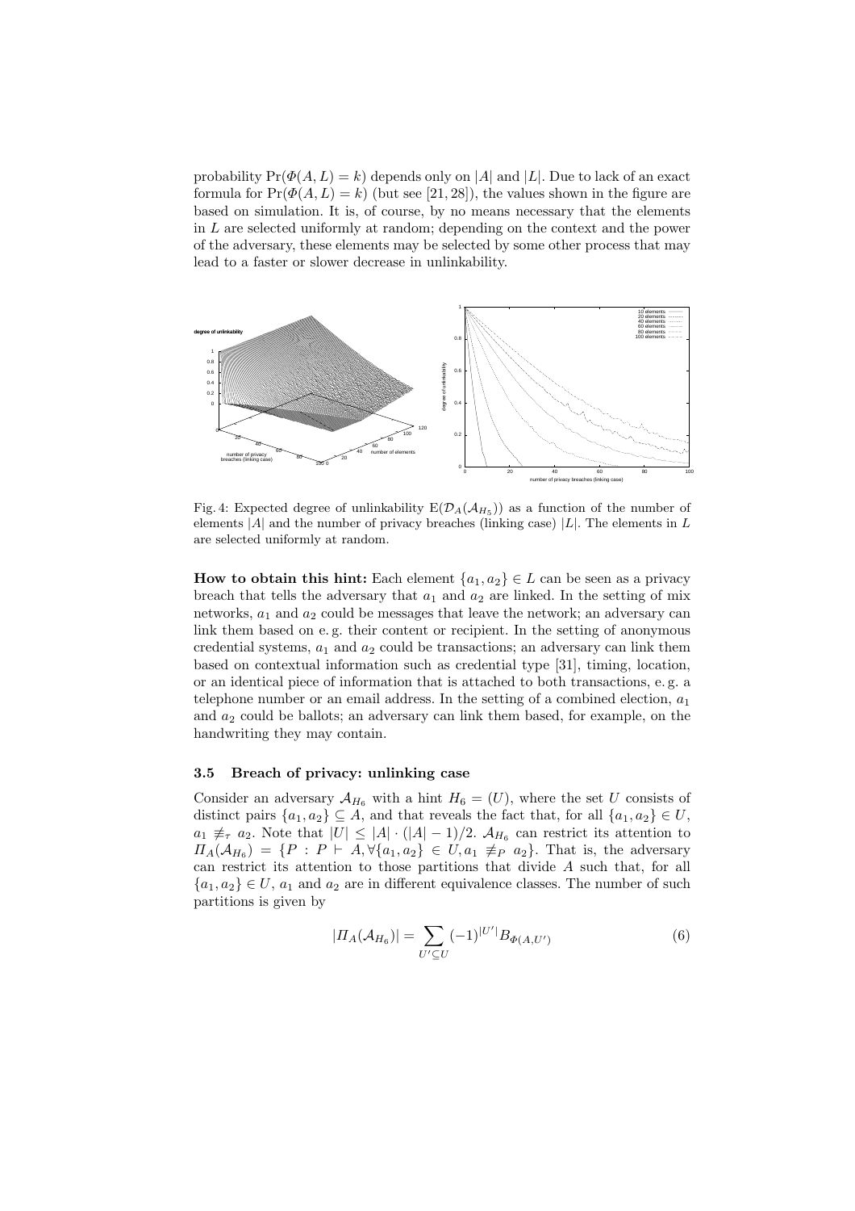probability $\Pr(\Phi(A, L) = k)$ depends only on $|A|$ and $|L|$. Due to lack of an exact formula for $\Pr(\Phi(A, L) = k)$ (but see [21, 28]), the values shown in the figure are based on simulation. It is, of course, by no means necessary that the elements in $L$ are selected uniformly at random; depending on the context and the power of the adversary, these elements may be selected by some other process that may lead to a faster or slower decrease in unlinkability.

Fig. 4: Expected degree of unlinkability $\mathrm{E}(\mathcal{D}_A(\mathcal{A}_{H_5}))$ as a function of the number of elements $|A|$ and the number of privacy breaches (linking case) $|L|$. The elements in $L$ are selected uniformly at random.

**How to obtain this hint:** Each element $\{a_1, a_2\} \in L$ can be seen as a privacy breach that tells the adversary that $a_1$ and $a_2$ are linked. In the setting of mix networks, $a_1$ and $a_2$ could be messages that leave the network; an adversary can link them based on e. g. their content or recipient. In the setting of anonymous credential systems, $a_1$ and $a_2$ could be transactions; an adversary can link them based on contextual information such as credential type [31], timing, location, or an identical piece of information that is attached to both transactions, e. g. a telephone number or an email address. In the setting of a combined election, $a_1$ and $a_2$ could be ballots; an adversary can link them based, for example, on the handwriting they may contain.

### 3.5 Breach of privacy: unlinking case

Consider an adversary $\mathcal{A}_{H_6}$ with a hint $H_6 = (U)$, where the set $U$ consists of distinct pairs $\{a_1, a_2\} \subseteq A$, and that reveals the fact that, for all $\{a_1, a_2\} \in U$, $a_1 \not\equiv_\tau a_2$. Note that $|U| \leq |A| \cdot (|A| - 1)/2$. $\mathcal{A}_{H_6}$ can restrict its attention to $\Pi_A(\mathcal{A}_{H_6}) = \{P : P \vdash A, \forall \{a_1, a_2\} \in U, a_1 \not\equiv_P a_2\}$. That is, the adversary can restrict its attention to those partitions that divide $A$ such that, for all $\{a_1, a_2\} \in U$, $a_1$ and $a_2$ are in different equivalence classes. The number of such partitions is given by

$$|\Pi_A(\mathcal{A}_{H_6})| = \sum_{U' \subseteq U} (-1)^{|U'|} B_{\Phi(A, U')} \tag{6}$$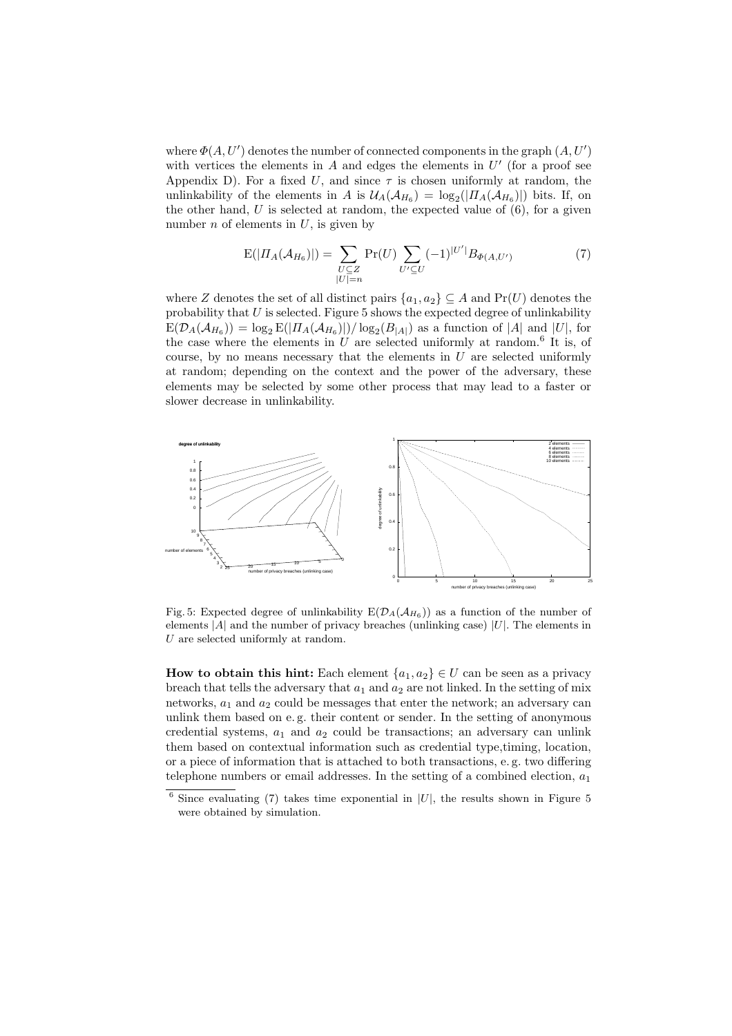where $\Phi(A, U')$ denotes the number of connected components in the graph $(A, U')$ with vertices the elements in $A$ and edges the elements in $U'$ (for a proof see Appendix D). For a fixed $U$, and since $\tau$ is chosen uniformly at random, the unlinkability of the elements in $A$ is $\mathcal{U}_A(\mathcal{A}_{H_6}) = \log_2(|\Pi_A(\mathcal{A}_{H_6})|)$ bits. If, on the other hand, $U$ is selected at random, the expected value of (6), for a given number $n$ of elements in $U$, is given by

$$\mathrm{E}(|\Pi_A(\mathcal{A}_{H_6})|) = \sum_{\substack{U \subseteq Z \\ |U|=n}} \Pr(U) \sum_{U' \subseteq U} (-1)^{|U'|} B_{\Phi(A,U')} \tag{7}$$

where $Z$ denotes the set of all distinct pairs $\{a_1, a_2\} \subseteq A$ and $\Pr(U)$ denotes the probability that $U$ is selected. Figure 5 shows the expected degree of unlinkability $\mathrm{E}(\mathcal{D}_A(\mathcal{A}_{H_6})) = \log_2 \mathrm{E}(|\Pi_A(\mathcal{A}_{H_6})|)/\log_2(B_{|A|})$ as a function of $|A|$ and $|U|$, for the case where the elements in $U$ are selected uniformly at random.[6] It is, of course, by no means necessary that the elements in $U$ are selected uniformly at random; depending on the context and the power of the adversary, these elements may be selected by some other process that may lead to a faster or slower decrease in unlinkability.

Fig. 5: Expected degree of unlinkability $\mathrm{E}(\mathcal{D}_A(\mathcal{A}_{H_6}))$ as a function of the number of elements $|A|$ and the number of privacy breaches (unlinking case) $|U|$. The elements in $U$ are selected uniformly at random.

**How to obtain this hint:** Each element $\{a_1, a_2\} \in U$ can be seen as a privacy breach that tells the adversary that $a_1$ and $a_2$ are not linked. In the setting of mix networks, $a_1$ and $a_2$ could be messages that enter the network; an adversary can unlink them based on e. g. their content or sender. In the setting of anonymous credential systems, $a_1$ and $a_2$ could be transactions; an adversary can unlink them based on contextual information such as credential type,timing, location, or a piece of information that is attached to both transactions, e. g. two differing telephone numbers or email addresses. In the setting of a combined election, $a_1$

[6] Since evaluating (7) takes time exponential in $|U|$, the results shown in Figure 5 were obtained by simulation.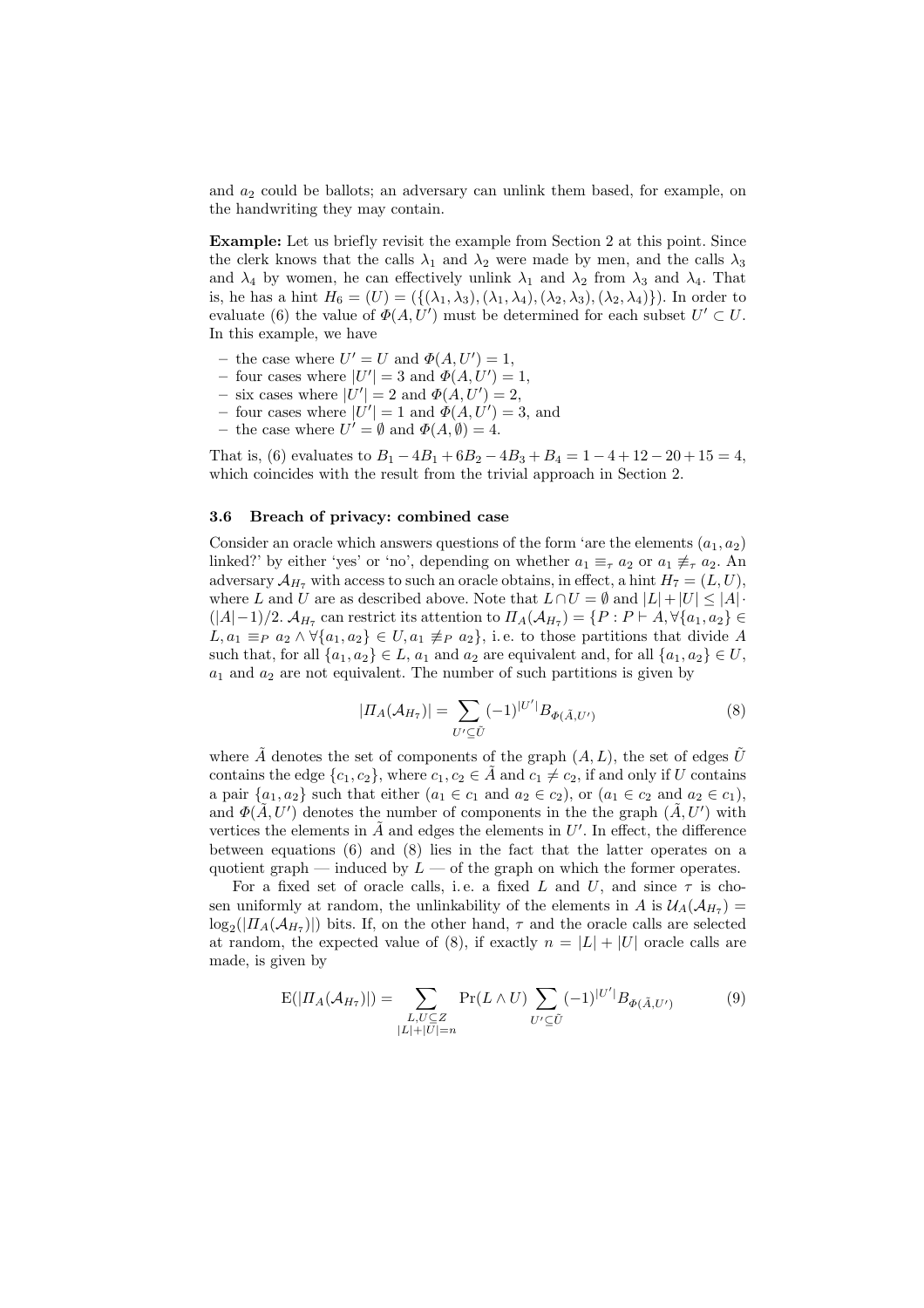and $a_2$ could be ballots; an adversary can unlink them based, for example, on the handwriting they may contain.

**Example:** Let us briefly revisit the example from Section 2 at this point. Since the clerk knows that the calls $\lambda_1$ and $\lambda_2$ were made by men, and the calls $\lambda_3$ and $\lambda_4$ by women, he can effectively unlink $\lambda_1$ and $\lambda_2$ from $\lambda_3$ and $\lambda_4$. That is, he has a hint $H_6 = (U) = (\{(\lambda_1, \lambda_3), (\lambda_1, \lambda_4), (\lambda_2, \lambda_3), (\lambda_2, \lambda_4)\})$. In order to evaluate (6) the value of $\Phi(A, U')$ must be determined for each subset $U' \subset U$. In this example, we have

- the case where $U' = U$ and $\Phi(A, U') = 1$,
- four cases where $|U'| = 3$ and $\Phi(A, U') = 1$,
- six cases where $|U'| = 2$ and $\Phi(A, U') = 2$,
- four cases where $|U'| = 1$ and $\Phi(A, U') = 3$, and
- the case where $U' = \emptyset$ and $\Phi(A, \emptyset) = 4$.

That is, (6) evaluates to $B_1 - 4B_1 + 6B_2 - 4B_3 + B_4 = 1 - 4 + 12 - 20 + 15 = 4$, which coincides with the result from the trivial approach in Section 2.

### 3.6 Breach of privacy: combined case

Consider an oracle which answers questions of the form 'are the elements $(a_1, a_2)$ linked?' by either 'yes' or 'no', depending on whether $a_1 \equiv_\tau a_2$ or $a_1 \not\equiv_\tau a_2$. An adversary $\mathcal{A}_{H_7}$ with access to such an oracle obtains, in effect, a hint $H_7 = (L, U)$, where $L$ and $U$ are as described above. Note that $L \cap U = \emptyset$ and $|L| + |U| \le |A| \cdot (|A|-1)/2$. $\mathcal{A}_{H_7}$ can restrict its attention to $\Pi_A(\mathcal{A}_{H_7}) = \{P : P \vdash A, \forall \{a_1, a_2\} \in L, a_1 \equiv_P a_2 \wedge \forall \{a_1, a_2\} \in U, a_1 \not\equiv_P a_2\}$, i.e. to those partitions that divide $A$ such that, for all $\{a_1, a_2\} \in L$, $a_1$ and $a_2$ are equivalent and, for all $\{a_1, a_2\} \in U$, $a_1$ and $a_2$ are not equivalent. The number of such partitions is given by

$$|\Pi_A(\mathcal{A}_{H_7})| = \sum_{U' \subseteq \tilde{U}} (-1)^{|U'|} B_{\Phi(\tilde{A}, U')} \tag{8}$$

where $\tilde{A}$ denotes the set of components of the graph $(A, L)$, the set of edges $\tilde{U}$ contains the edge $\{c_1, c_2\}$, where $c_1, c_2 \in \tilde{A}$ and $c_1 \neq c_2$, if and only if $U$ contains a pair $\{a_1, a_2\}$ such that either ($a_1 \in c_1$ and $a_2 \in c_2$), or ($a_1 \in c_2$ and $a_2 \in c_1$), and $\Phi(\tilde{A}, U')$ denotes the number of components in the the graph $(\tilde{A}, U')$ with vertices the elements in $\tilde{A}$ and edges the elements in $U'$. In effect, the difference between equations (6) and (8) lies in the fact that the latter operates on a quotient graph — induced by $L$ — of the graph on which the former operates.

For a fixed set of oracle calls, i.e. a fixed $L$ and $U$, and since $\tau$ is chosen uniformly at random, the unlinkability of the elements in $A$ is $\mathcal{U}_A(\mathcal{A}_{H_7}) = \log_2(|\Pi_A(\mathcal{A}_{H_7})|)$ bits. If, on the other hand, $\tau$ and the oracle calls are selected at random, the expected value of (8), if exactly $n = |L| + |U|$ oracle calls are made, is given by

$$\mathrm{E}(|\Pi_A(\mathcal{A}_{H_7})|) = \sum_{\substack{L, U \subseteq Z \\ |L|+|U|=n}} \Pr(L \wedge U) \sum_{U' \subseteq \tilde{U}} (-1)^{|U'|} B_{\Phi(\tilde{A}, U')} \tag{9}$$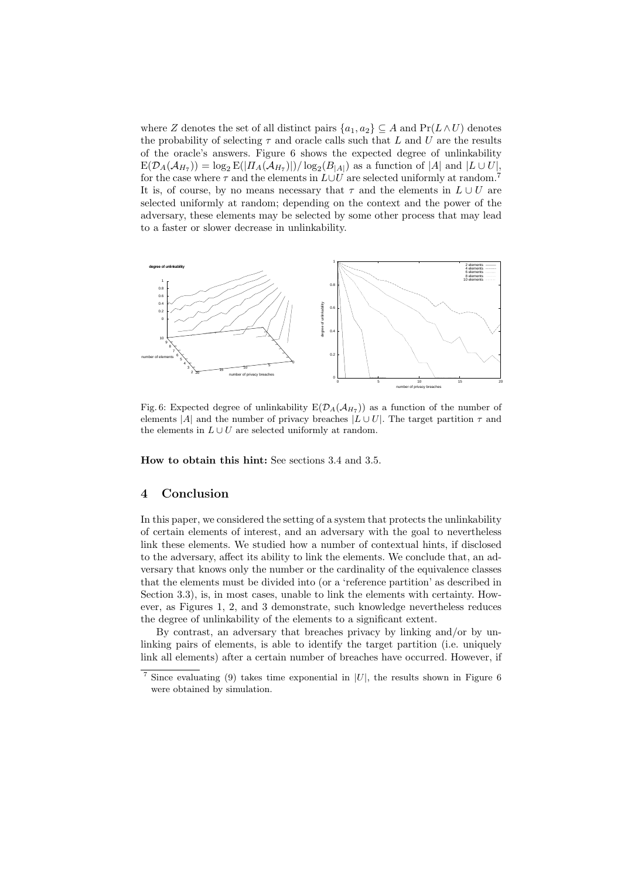where $Z$ denotes the set of all distinct pairs $\{a_1, a_2\} \subseteq A$ and $\Pr(L \wedge U)$ denotes the probability of selecting $\tau$ and oracle calls such that $L$ and $U$ are the results of the oracle's answers. Figure 6 shows the expected degree of unlinkability $\mathrm{E}(\mathcal{D}_A(\mathcal{A}_{H_7})) = \log_2 \mathrm{E}(|\Pi_A(\mathcal{A}_{H_7})|)/\log_2(B_{|A|})$ as a function of $|A|$ and $|L \cup U|$, for the case where $\tau$ and the elements in $L \cup U$ are selected uniformly at random.[7] It is, of course, by no means necessary that $\tau$ and the elements in $L \cup U$ are selected uniformly at random; depending on the context and the power of the adversary, these elements may be selected by some other process that may lead to a faster or slower decrease in unlinkability.

Fig. 6: Expected degree of unlinkability $\mathrm{E}(\mathcal{D}_A(\mathcal{A}_{H_7}))$ as a function of the number of elements $|A|$ and the number of privacy breaches $|L \cup U|$. The target partition $\tau$ and the elements in $L \cup U$ are selected uniformly at random.

**How to obtain this hint:** See sections 3.4 and 3.5.

## 4 Conclusion

In this paper, we considered the setting of a system that protects the unlinkability of certain elements of interest, and an adversary with the goal to nevertheless link these elements. We studied how a number of contextual hints, if disclosed to the adversary, affect its ability to link the elements. We conclude that, an adversary that knows only the number or the cardinality of the equivalence classes that the elements must be divided into (or a 'reference partition' as described in Section 3.3), is, in most cases, unable to link the elements with certainty. However, as Figures 1, 2, and 3 demonstrate, such knowledge nevertheless reduces the degree of unlinkability of the elements to a significant extent.

By contrast, an adversary that breaches privacy by linking and/or by unlinking pairs of elements, is able to identify the target partition (i.e. uniquely link all elements) after a certain number of breaches have occurred. However, if

[7] Since evaluating (9) takes time exponential in $|U|$, the results shown in Figure 6 were obtained by simulation.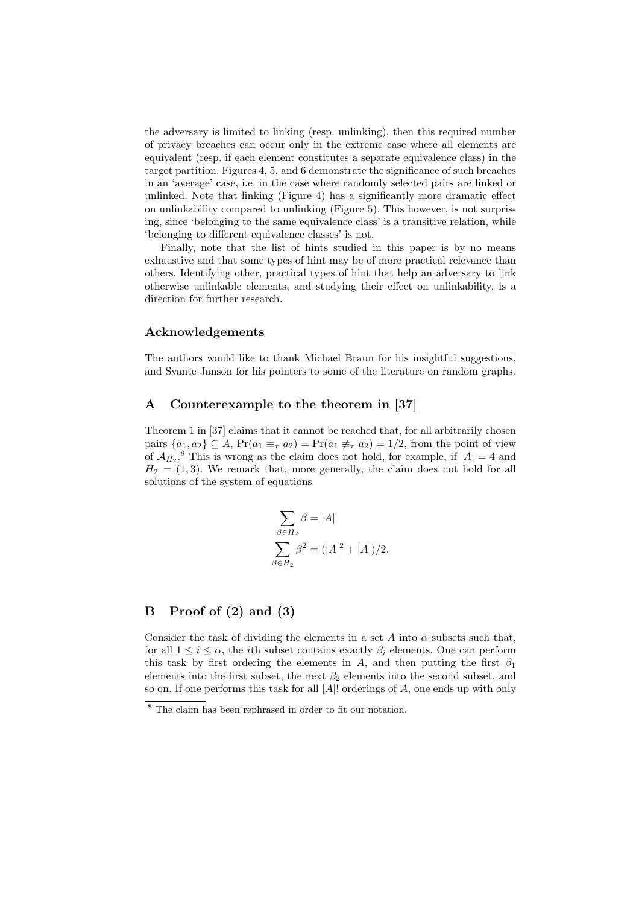the adversary is limited to linking (resp. unlinking), then this required number of privacy breaches can occur only in the extreme case where all elements are equivalent (resp. if each element constitutes a separate equivalence class) in the target partition. Figures 4, 5, and 6 demonstrate the significance of such breaches in an 'average' case, i.e. in the case where randomly selected pairs are linked or unlinked. Note that linking (Figure 4) has a significantly more dramatic effect on unlinkability compared to unlinking (Figure 5). This however, is not surprising, since 'belonging to the same equivalence class' is a transitive relation, while 'belonging to different equivalence classes' is not.

Finally, note that the list of hints studied in this paper is by no means exhaustive and that some types of hint may be of more practical relevance than others. Identifying other, practical types of hint that help an adversary to link otherwise unlinkable elements, and studying their effect on unlinkability, is a direction for further research.

### Acknowledgements

The authors would like to thank Michael Braun for his insightful suggestions, and Svante Janson for his pointers to some of the literature on random graphs.

## A Counterexample to the theorem in [37]

Theorem 1 in [37] claims that it cannot be reached that, for all arbitrarily chosen pairs $\{a_1, a_2\} \subseteq A$, $\Pr(a_1 \equiv_\tau a_2) = \Pr(a_1 \not\equiv_\tau a_2) = 1/2$, from the point of view of $\mathcal{A}_{H_2}$.[8] This is wrong as the claim does not hold, for example, if $|A| = 4$ and $H_2 = (1, 3)$. We remark that, more generally, the claim does not hold for all solutions of the system of equations

$$\sum_{\beta \in H_2} \beta = |A|$$

$$\sum_{\beta \in H_2} \beta^2 = (|A|^2 + |A|)/2.$$

## B Proof of (2) and (3)

Consider the task of dividing the elements in a set $A$ into $\alpha$ subsets such that, for all $1 \leq i \leq \alpha$, the $i$th subset contains exactly $\beta_i$ elements. One can perform this task by first ordering the elements in $A$, and then putting the first $\beta_1$ elements into the first subset, the next $\beta_2$ elements into the second subset, and so on. If one performs this task for all $|A|!$ orderings of $A$, one ends up with only

[8] The claim has been rephrased in order to fit our notation.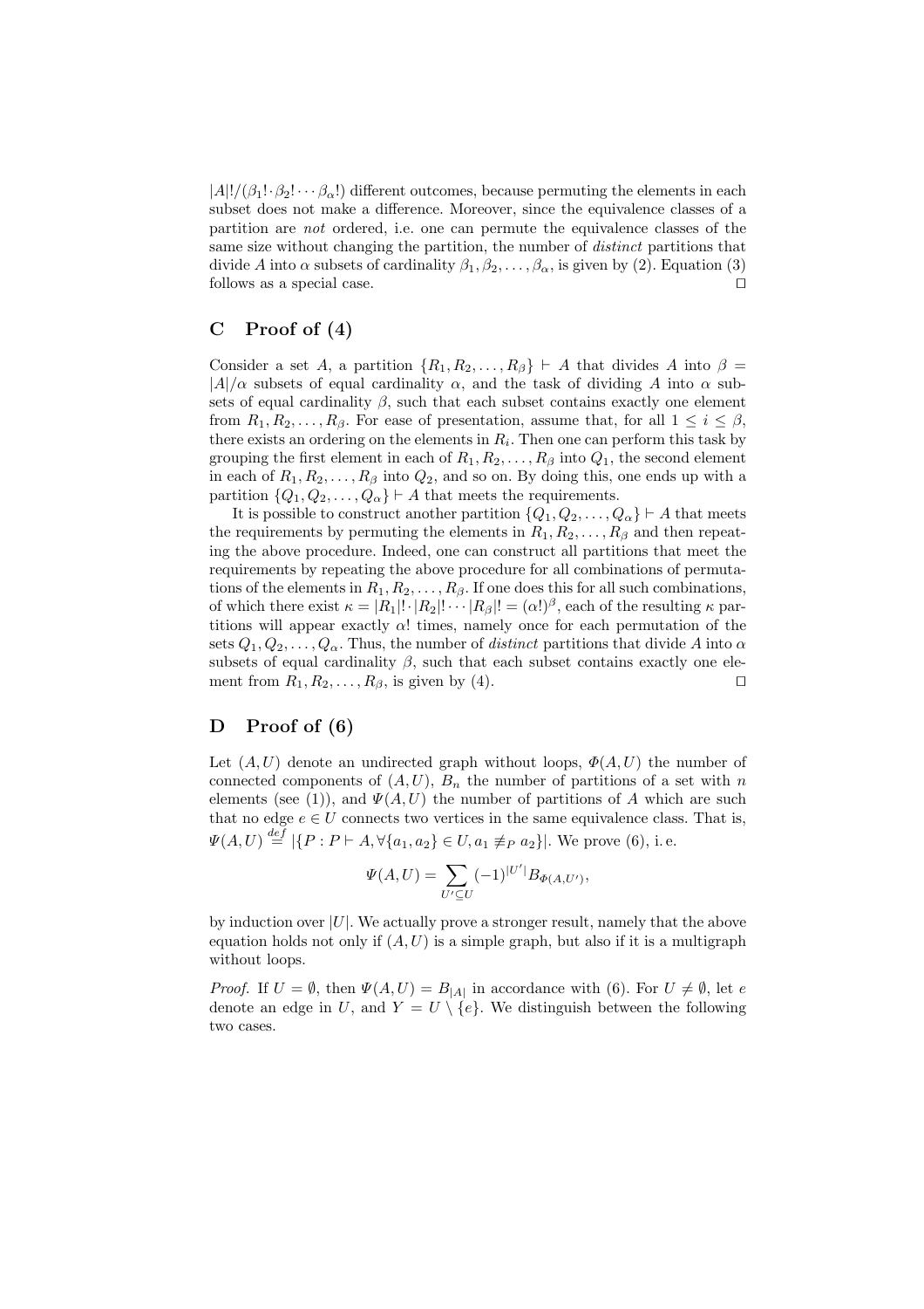$|A|!/(\beta_1! \cdot \beta_2! \cdots \beta_\alpha!)$ different outcomes, because permuting the elements in each subset does not make a difference. Moreover, since the equivalence classes of a partition are *not* ordered, i.e. one can permute the equivalence classes of the same size without changing the partition, the number of *distinct* partitions that divide $A$ into $\alpha$ subsets of cardinality $\beta_1, \beta_2, \ldots, \beta_\alpha$, is given by (2). Equation (3) follows as a special case. □

## C Proof of (4)

Consider a set $A$, a partition $\{R_1, R_2, \ldots, R_\beta\} \vdash A$ that divides $A$ into $\beta = |A|/\alpha$ subsets of equal cardinality $\alpha$, and the task of dividing $A$ into $\alpha$ subsets of equal cardinality $\beta$, such that each subset contains exactly one element from $R_1, R_2, \ldots, R_\beta$. For ease of presentation, assume that, for all $1 \leq i \leq \beta$, there exists an ordering on the elements in $R_i$. Then one can perform this task by grouping the first element in each of $R_1, R_2, \ldots, R_\beta$ into $Q_1$, the second element in each of $R_1, R_2, \ldots, R_\beta$ into $Q_2$, and so on. By doing this, one ends up with a partition $\{Q_1, Q_2, \ldots, Q_\alpha\} \vdash A$ that meets the requirements.

It is possible to construct another partition $\{Q_1, Q_2, \ldots, Q_\alpha\} \vdash A$ that meets the requirements by permuting the elements in $R_1, R_2, \ldots, R_\beta$ and then repeating the above procedure. Indeed, one can construct all partitions that meet the requirements by repeating the above procedure for all combinations of permutations of the elements in $R_1, R_2, \ldots, R_\beta$. If one does this for all such combinations, of which there exist $\kappa = |R_1|! \cdot |R_2|! \cdots |R_\beta|! = (\alpha!)^\beta$, each of the resulting $\kappa$ partitions will appear exactly $\alpha!$ times, namely once for each permutation of the sets $Q_1, Q_2, \ldots, Q_\alpha$. Thus, the number of *distinct* partitions that divide $A$ into $\alpha$ subsets of equal cardinality $\beta$, such that each subset contains exactly one element from $R_1, R_2, \ldots, R_\beta$, is given by (4). □

## D Proof of (6)

Let $(A, U)$ denote an undirected graph without loops, $\Phi(A, U)$ the number of connected components of $(A, U)$, $B_n$ the number of partitions of a set with $n$ elements (see (1)), and $\Psi(A, U)$ the number of partitions of $A$ which are such that no edge $e \in U$ connects two vertices in the same equivalence class. That is, $\Psi(A, U) \stackrel{def}{=} |\{P : P \vdash A, \forall \{a_1, a_2\} \in U, a_1 \not\equiv_P a_2\}|$. We prove (6), i.e.

$$\Psi(A, U) = \sum_{U' \subseteq U} (-1)^{|U'|} B_{\Phi(A, U')},$$

by induction over $|U|$. We actually prove a stronger result, namely that the above equation holds not only if $(A, U)$ is a simple graph, but also if it is a multigraph without loops.

*Proof.* If $U = \emptyset$, then $\Psi(A, U) = B_{|A|}$ in accordance with (6). For $U \neq \emptyset$, let $e$ denote an edge in $U$, and $Y = U \setminus \{e\}$. We distinguish between the following two cases.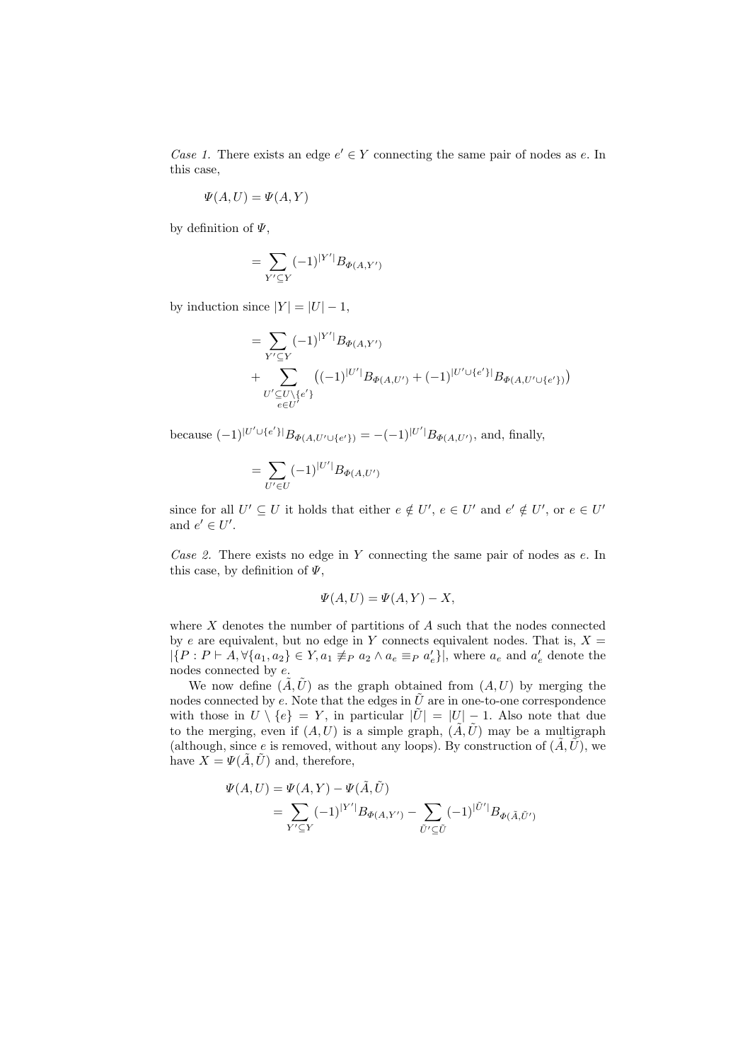*Case 1.* There exists an edge $e' \in Y$ connecting the same pair of nodes as $e$. In this case,

$$\Psi(A, U) = \Psi(A, Y)$$

by definition of $\Psi$,

$$= \sum_{Y' \subseteq Y} (-1)^{|Y'|} B_{\Phi(A,Y')}$$

by induction since $|Y| = |U| - 1$,

$$= \sum_{Y' \subseteq Y} (-1)^{|Y'|} B_{\Phi(A,Y')} + \sum_{\substack{U' \subseteq U \setminus \{e'\} \\ e \in U'}} \left( (-1)^{|U'|} B_{\Phi(A,U')} + (-1)^{|U' \cup \{e'\}|} B_{\Phi(A,U' \cup \{e'\})} \right)$$

because $(-1)^{|U' \cup \{e'\}|} B_{\Phi(A,U' \cup \{e'\})} = -(-1)^{|U'|} B_{\Phi(A,U')}$, and, finally,

$$= \sum_{U' \in U} (-1)^{|U'|} B_{\Phi(A,U')}$$

since for all $U' \subseteq U$ it holds that either $e \notin U'$, $e \in U'$ and $e' \notin U'$, or $e \in U'$ and $e' \in U'$.

*Case 2.* There exists no edge in $Y$ connecting the same pair of nodes as $e$. In this case, by definition of $\Psi$,

$$\Psi(A, U) = \Psi(A, Y) - X,$$

where $X$ denotes the number of partitions of $A$ such that the nodes connected by $e$ are equivalent, but no edge in $Y$ connects equivalent nodes. That is, $X = |\{P : P \vdash A, \forall \{a_1, a_2\} \in Y, a_1 \not\equiv_P a_2 \wedge a_e \equiv_P a'_e\}|$, where $a_e$ and $a'_e$ denote the nodes connected by $e$.

We now define $(\tilde{A}, \tilde{U})$ as the graph obtained from $(A, U)$ by merging the nodes connected by $e$. Note that the edges in $\tilde{U}$ are in one-to-one correspondence with those in $U \setminus \{e\} = Y$, in particular $|\tilde{U}| = |U| - 1$. Also note that due to the merging, even if $(A, U)$ is a simple graph, $(\tilde{A}, \tilde{U})$ may be a multigraph (although, since $e$ is removed, without any loops). By construction of $(\tilde{A}, \tilde{U})$, we have $X = \Psi(\tilde{A}, \tilde{U})$ and, therefore,

$$\begin{aligned}
\Psi(A, U) &= \Psi(A, Y) - \Psi(\tilde{A}, \tilde{U}) \\
&= \sum_{Y' \subseteq Y} (-1)^{|Y'|} B_{\Phi(A,Y')} - \sum_{\tilde{U}' \subseteq \tilde{U}} (-1)^{|\tilde{U}'|} B_{\Phi(\tilde{A},\tilde{U}')}
\end{aligned}$$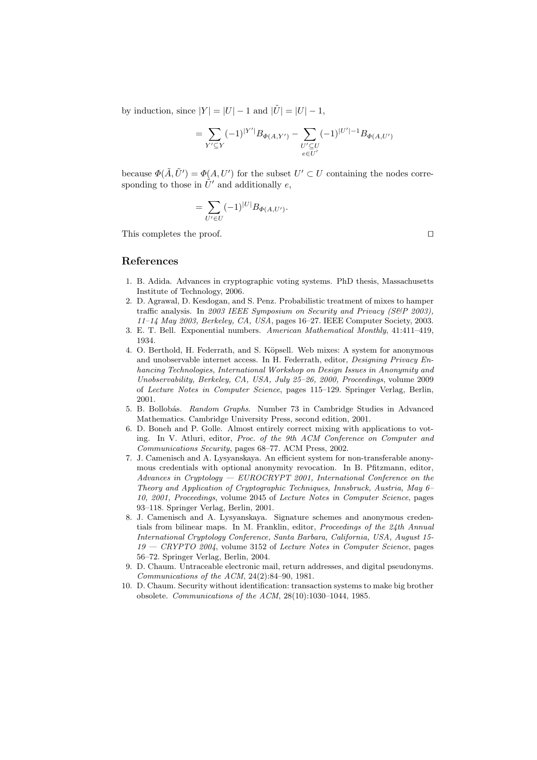by induction, since $|Y| = |U| - 1$ and $|\tilde{U}| = |U| - 1$,

$$= \sum_{Y' \subseteq Y} (-1)^{|Y'|} B_{\Phi(A,Y')} - \sum_{\substack{U' \subseteq U \\ e \in U'}} (-1)^{|U'|-1} B_{\Phi(A,U')}$$

because $\Phi(\tilde{A}, \tilde{U}') = \Phi(A, U')$ for the subset $U' \subset U$ containing the nodes corresponding to those in $\tilde{U}'$ and additionally $e$,

$$= \sum_{U' \in U} (-1)^{|U|} B_{\Phi(A,U')}.$$

This completes the proof. □

## References

1. B. Adida. Advances in cryptographic voting systems. PhD thesis, Massachusetts Institute of Technology, 2006.
2. D. Agrawal, D. Kesdogan, and S. Penz. Probabilistic treatment of mixes to hamper traffic analysis. In *2003 IEEE Symposium on Security and Privacy (S&P 2003), 11–14 May 2003, Berkeley, CA, USA*, pages 16–27. IEEE Computer Society, 2003.
3. E. T. Bell. Exponential numbers. *American Mathematical Monthly*, 41:411–419, 1934.
4. O. Berthold, H. Federrath, and S. Köpsell. Web mixes: A system for anonymous and unobservable internet access. In H. Federrath, editor, *Designing Privacy Enhancing Technologies, International Workshop on Design Issues in Anonymity and Unobservability, Berkeley, CA, USA, July 25–26, 2000, Proceedings*, volume 2009 of *Lecture Notes in Computer Science*, pages 115–129. Springer Verlag, Berlin, 2001.
5. B. Bollobás. *Random Graphs.* Number 73 in Cambridge Studies in Advanced Mathematics. Cambridge University Press, second edition, 2001.
6. D. Boneh and P. Golle. Almost entirely correct mixing with applications to voting. In V. Atluri, editor, *Proc. of the 9th ACM Conference on Computer and Communications Security*, pages 68–77. ACM Press, 2002.
7. J. Camenisch and A. Lysyanskaya. An efficient system for non-transferable anonymous credentials with optional anonymity revocation. In B. Pfitzmann, editor, *Advances in Cryptology — EUROCRYPT 2001, International Conference on the Theory and Application of Cryptographic Techniques, Innsbruck, Austria, May 6–10, 2001, Proceedings*, volume 2045 of *Lecture Notes in Computer Science*, pages 93–118. Springer Verlag, Berlin, 2001.
8. J. Camenisch and A. Lysyanskaya. Signature schemes and anonymous credentials from bilinear maps. In M. Franklin, editor, *Proceedings of the 24th Annual International Cryptology Conference, Santa Barbara, California, USA, August 15-19 — CRYPTO 2004*, volume 3152 of *Lecture Notes in Computer Science*, pages 56–72. Springer Verlag, Berlin, 2004.
9. D. Chaum. Untraceable electronic mail, return addresses, and digital pseudonyms. *Communications of the ACM*, 24(2):84–90, 1981.
10. D. Chaum. Security without identification: transaction systems to make big brother obsolete. *Communications of the ACM*, 28(10):1030–1044, 1985.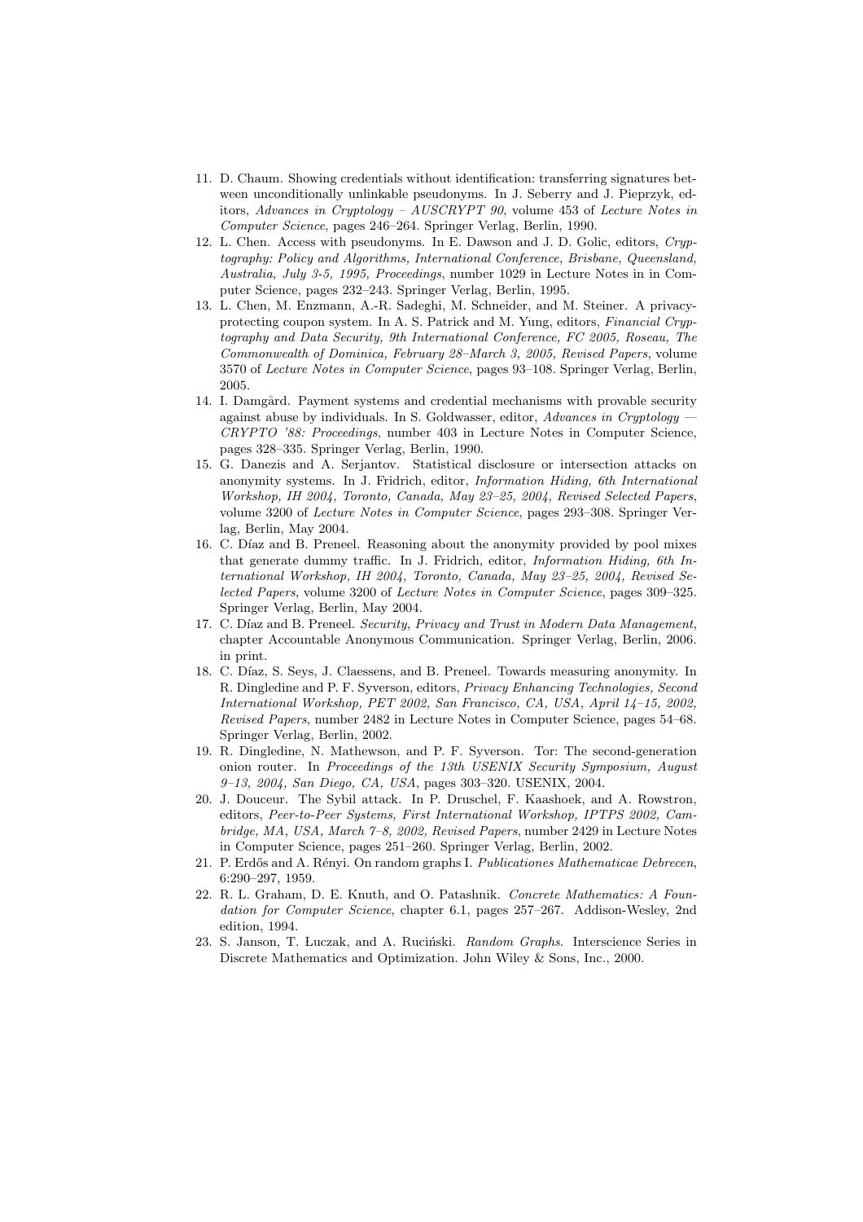11. D. Chaum. Showing credentials without identification: transferring signatures between unconditionally unlinkable pseudonyms. In J. Seberry and J. Pieprzyk, editors, *Advances in Cryptology – AUSCRYPT 90*, volume 453 of *Lecture Notes in Computer Science*, pages 246–264. Springer Verlag, Berlin, 1990.
12. L. Chen. Access with pseudonyms. In E. Dawson and J. D. Golic, editors, *Cryptography: Policy and Algorithms, International Conference, Brisbane, Queensland, Australia, July 3-5, 1995, Proceedings*, number 1029 in Lecture Notes in in Computer Science, pages 232–243. Springer Verlag, Berlin, 1995.
13. L. Chen, M. Enzmann, A.-R. Sadeghi, M. Schneider, and M. Steiner. A privacy-protecting coupon system. In A. S. Patrick and M. Yung, editors, *Financial Cryptography and Data Security, 9th International Conference, FC 2005, Roseau, The Commonwealth of Dominica, February 28–March 3, 2005, Revised Papers*, volume 3570 of *Lecture Notes in Computer Science*, pages 93–108. Springer Verlag, Berlin, 2005.
14. I. Damgård. Payment systems and credential mechanisms with provable security against abuse by individuals. In S. Goldwasser, editor, *Advances in Cryptology — CRYPTO '88: Proceedings*, number 403 in Lecture Notes in Computer Science, pages 328–335. Springer Verlag, Berlin, 1990.
15. G. Danezis and A. Serjantov. Statistical disclosure or intersection attacks on anonymity systems. In J. Fridrich, editor, *Information Hiding, 6th International Workshop, IH 2004, Toronto, Canada, May 23–25, 2004, Revised Selected Papers*, volume 3200 of *Lecture Notes in Computer Science*, pages 293–308. Springer Verlag, Berlin, May 2004.
16. C. Díaz and B. Preneel. Reasoning about the anonymity provided by pool mixes that generate dummy traffic. In J. Fridrich, editor, *Information Hiding, 6th International Workshop, IH 2004, Toronto, Canada, May 23–25, 2004, Revised Selected Papers*, volume 3200 of *Lecture Notes in Computer Science*, pages 309–325. Springer Verlag, Berlin, May 2004.
17. C. Díaz and B. Preneel. *Security, Privacy and Trust in Modern Data Management*, chapter Accountable Anonymous Communication. Springer Verlag, Berlin, 2006. in print.
18. C. Díaz, S. Seys, J. Claessens, and B. Preneel. Towards measuring anonymity. In R. Dingledine and P. F. Syverson, editors, *Privacy Enhancing Technologies, Second International Workshop, PET 2002, San Francisco, CA, USA, April 14–15, 2002, Revised Papers*, number 2482 in Lecture Notes in Computer Science, pages 54–68. Springer Verlag, Berlin, 2002.
19. R. Dingledine, N. Mathewson, and P. F. Syverson. Tor: The second-generation onion router. In *Proceedings of the 13th USENIX Security Symposium, August 9–13, 2004, San Diego, CA, USA*, pages 303–320. USENIX, 2004.
20. J. Douceur. The Sybil attack. In P. Druschel, F. Kaashoek, and A. Rowstron, editors, *Peer-to-Peer Systems, First International Workshop, IPTPS 2002, Cambridge, MA, USA, March 7–8, 2002, Revised Papers*, number 2429 in Lecture Notes in Computer Science, pages 251–260. Springer Verlag, Berlin, 2002.
21. P. Erdős and A. Rényi. On random graphs I. *Publicationes Mathematicae Debrecen*, 6:290–297, 1959.
22. R. L. Graham, D. E. Knuth, and O. Patashnik. *Concrete Mathematics: A Foundation for Computer Science*, chapter 6.1, pages 257–267. Addison-Wesley, 2nd edition, 1994.
23. S. Janson, T. Luczak, and A. Ruciński. *Random Graphs*. Interscience Series in Discrete Mathematics and Optimization. John Wiley & Sons, Inc., 2000.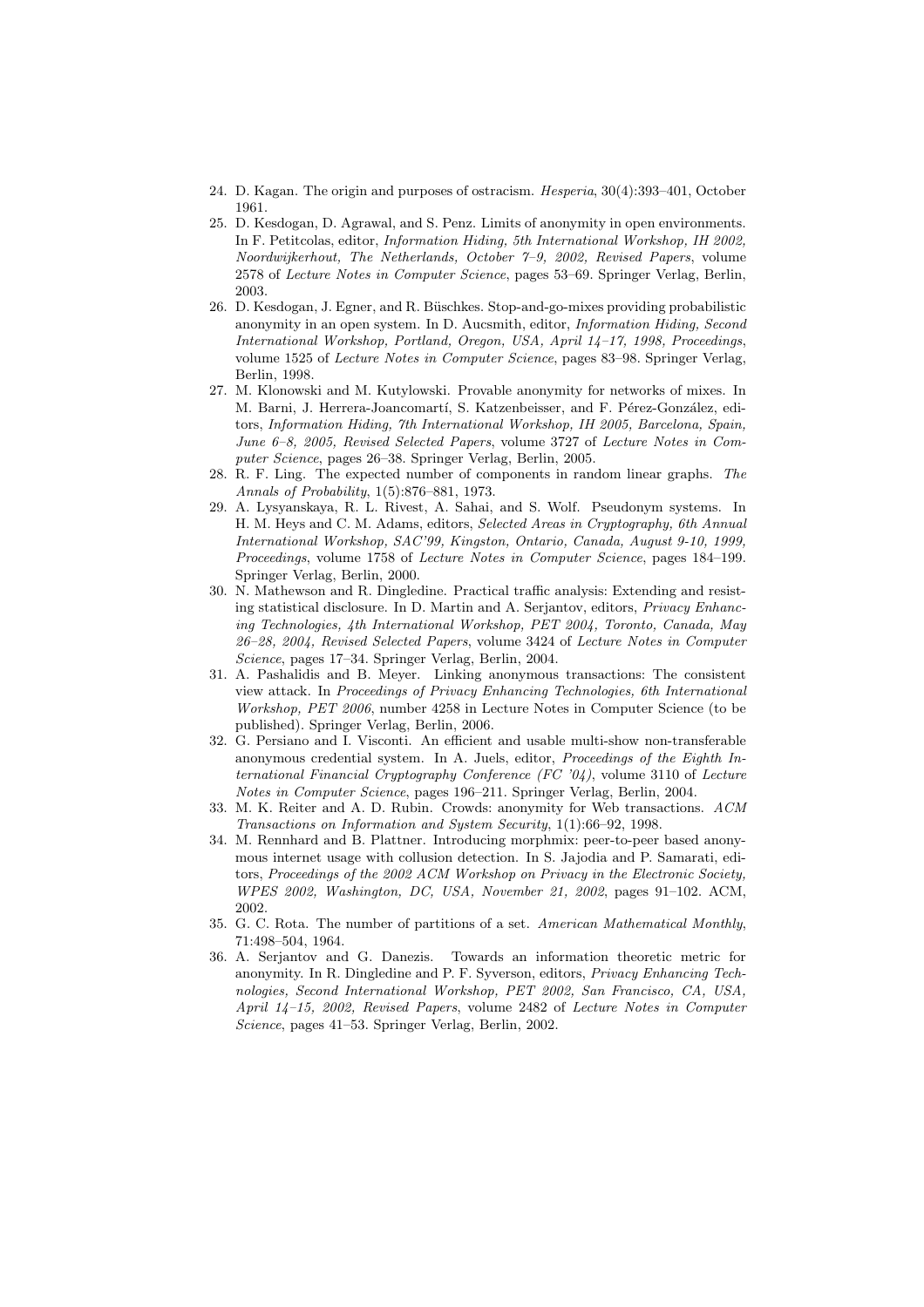24. D. Kagan. The origin and purposes of ostracism. *Hesperia*, 30(4):393–401, October 1961.
25. D. Kesdogan, D. Agrawal, and S. Penz. Limits of anonymity in open environments. In F. Petitcolas, editor, *Information Hiding, 5th International Workshop, IH 2002, Noordwijkerhout, The Netherlands, October 7–9, 2002, Revised Papers*, volume 2578 of *Lecture Notes in Computer Science*, pages 53–69. Springer Verlag, Berlin, 2003.
26. D. Kesdogan, J. Egner, and R. Büschkes. Stop-and-go-mixes providing probabilistic anonymity in an open system. In D. Aucsmith, editor, *Information Hiding, Second International Workshop, Portland, Oregon, USA, April 14–17, 1998, Proceedings*, volume 1525 of *Lecture Notes in Computer Science*, pages 83–98. Springer Verlag, Berlin, 1998.
27. M. Klonowski and M. Kutylowski. Provable anonymity for networks of mixes. In M. Barni, J. Herrera-Joancomartí, S. Katzenbeisser, and F. Pérez-González, editors, *Information Hiding, 7th International Workshop, IH 2005, Barcelona, Spain, June 6–8, 2005, Revised Selected Papers*, volume 3727 of *Lecture Notes in Computer Science*, pages 26–38. Springer Verlag, Berlin, 2005.
28. R. F. Ling. The expected number of components in random linear graphs. *The Annals of Probability*, 1(5):876–881, 1973.
29. A. Lysyanskaya, R. L. Rivest, A. Sahai, and S. Wolf. Pseudonym systems. In H. M. Heys and C. M. Adams, editors, *Selected Areas in Cryptography, 6th Annual International Workshop, SAC'99, Kingston, Ontario, Canada, August 9-10, 1999, Proceedings*, volume 1758 of *Lecture Notes in Computer Science*, pages 184–199. Springer Verlag, Berlin, 2000.
30. N. Mathewson and R. Dingledine. Practical traffic analysis: Extending and resisting statistical disclosure. In D. Martin and A. Serjantov, editors, *Privacy Enhancing Technologies, 4th International Workshop, PET 2004, Toronto, Canada, May 26–28, 2004, Revised Selected Papers*, volume 3424 of *Lecture Notes in Computer Science*, pages 17–34. Springer Verlag, Berlin, 2004.
31. A. Pashalidis and B. Meyer. Linking anonymous transactions: The consistent view attack. In *Proceedings of Privacy Enhancing Technologies, 6th International Workshop, PET 2006*, number 4258 in Lecture Notes in Computer Science (to be published). Springer Verlag, Berlin, 2006.
32. G. Persiano and I. Visconti. An efficient and usable multi-show non-transferable anonymous credential system. In A. Juels, editor, *Proceedings of the Eighth International Financial Cryptography Conference (FC '04)*, volume 3110 of *Lecture Notes in Computer Science*, pages 196–211. Springer Verlag, Berlin, 2004.
33. M. K. Reiter and A. D. Rubin. Crowds: anonymity for Web transactions. *ACM Transactions on Information and System Security*, 1(1):66–92, 1998.
34. M. Rennhard and B. Plattner. Introducing morphmix: peer-to-peer based anonymous internet usage with collusion detection. In S. Jajodia and P. Samarati, editors, *Proceedings of the 2002 ACM Workshop on Privacy in the Electronic Society, WPES 2002, Washington, DC, USA, November 21, 2002*, pages 91–102. ACM, 2002.
35. G. C. Rota. The number of partitions of a set. *American Mathematical Monthly*, 71:498–504, 1964.
36. A. Serjantov and G. Danezis. Towards an information theoretic metric for anonymity. In R. Dingledine and P. F. Syverson, editors, *Privacy Enhancing Technologies, Second International Workshop, PET 2002, San Francisco, CA, USA, April 14–15, 2002, Revised Papers*, volume 2482 of *Lecture Notes in Computer Science*, pages 41–53. Springer Verlag, Berlin, 2002.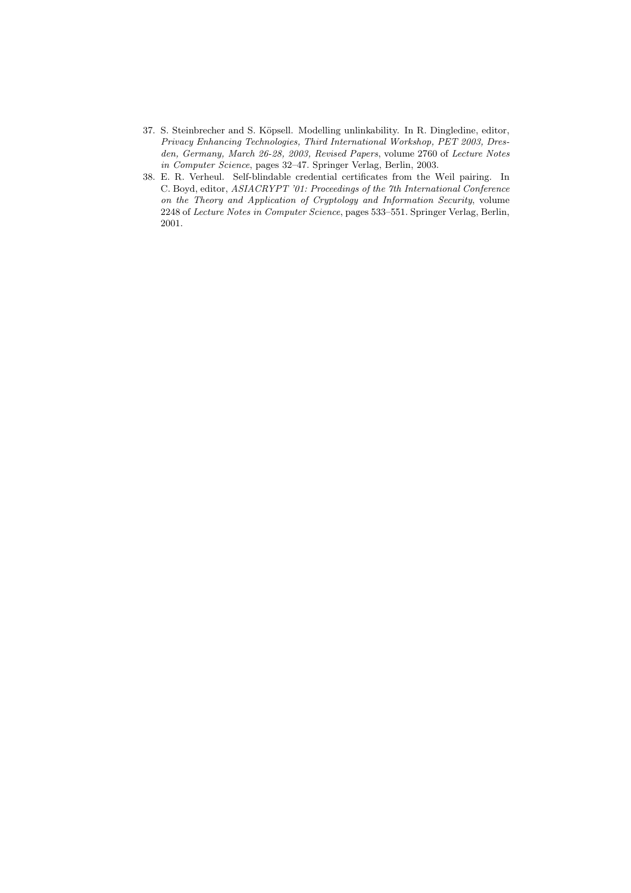37. S. Steinbrecher and S. Köpsell. Modelling unlinkability. In R. Dingledine, editor, *Privacy Enhancing Technologies, Third International Workshop, PET 2003, Dresden, Germany, March 26-28, 2003, Revised Papers*, volume 2760 of *Lecture Notes in Computer Science*, pages 32–47. Springer Verlag, Berlin, 2003.
38. E. R. Verheul. Self-blindable credential certificates from the Weil pairing. In C. Boyd, editor, *ASIACRYPT '01: Proceedings of the 7th International Conference on the Theory and Application of Cryptology and Information Security*, volume 2248 of *Lecture Notes in Computer Science*, pages 533–551. Springer Verlag, Berlin, 2001.